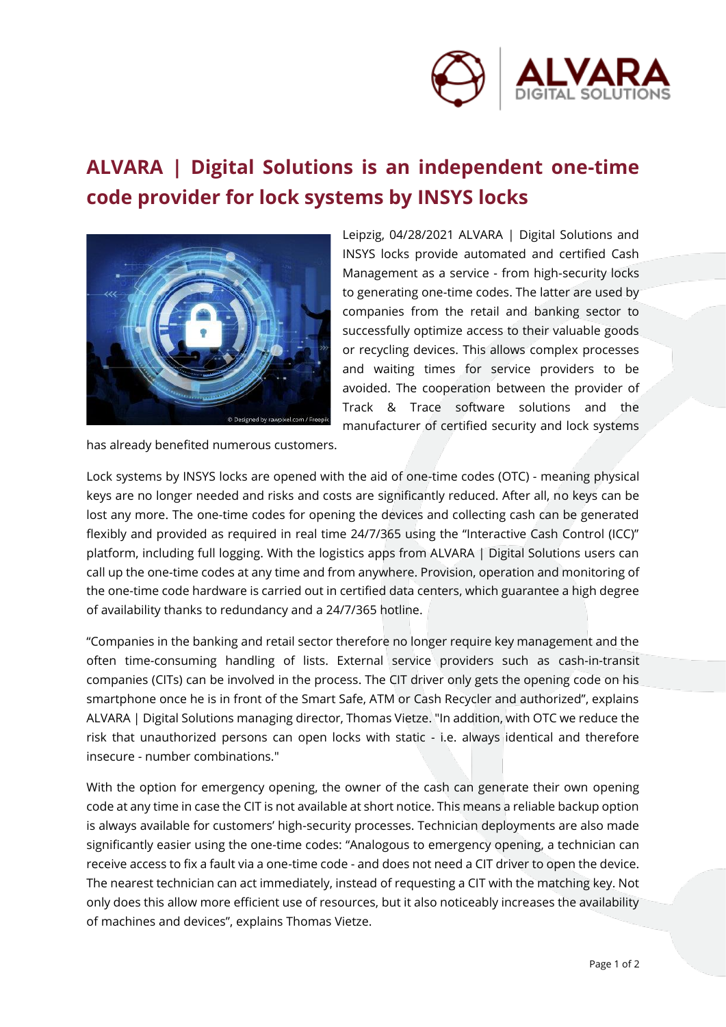# ALVARA | Digital Solutions is an independent one-time code provider for lock systems by INSYS locks

Leipzig, 04/28/2021 ALVARA | Digital Solutions and INSYS locks provide automated and certified Cash Management as a service - from high-security locks to generating one-time codes. The latter are used by companies from the retail and banking sector to successfully optimize access to their valuable goods or recycling devices. This allows complex processes and waiting times for service providers to be avoided. The cooperation between the provider of Track & Trace software solutions and the manufacturer of certified security and lock systems has already benefited numerous customers.

Lock systems by INSYS locks are opened with the aid of one-time codes (OTC) - meaning physical keys are no longer needed and risks and costs are significantly reduced. After all, no keys can be lost any more. The one-time codes for opening the devices and collecting cash can be generated flexibly and provided as required in real time 24/7/365 using the "Interactive Cash Control (ICC)" platform, including full logging. With the logistics apps from ALVARA | Digital Solutions users can call up the one-time codes at any time and from anywhere. Provision, operation and monitoring of the one-time code hardware is carried out in certified data centers, which guarantee a high degree of availability thanks to redundancy and a 24/7/365 hotline.

"Companies in the banking and retail sector therefore no longer require key management and the often time-consuming handling of lists. External service providers such as cash-in-transit companies (CITs) can be involved in the process. The CIT driver only gets the opening code on his smartphone once he is in front of the Smart Safe, ATM or Cash Recycler and authorized", explains ALVARA | Digital Solutions managing director, Thomas Vietze. "In addition, with OTC we reduce the risk that unauthorized persons can open locks with static - i.e. always identical and therefore insecure - number combinations."

With the option for emergency opening, the owner of the cash can generate their own opening code at any time in case the CIT is not available at short notice. This means a reliable backup option is always available for customers' high-security processes. Technician deployments are also made significantly easier using the one-time codes: "Analogous to emergency opening, a technician can receive access to fix a fault via a one-time code - and does not need a CIT driver to open the device. The nearest technician can act immediately, instead of requesting a CIT with the matching key. Not only does this allow more efficient use of resources, but it also noticeably increases the availability of machines and devices", explains Thomas Vietze.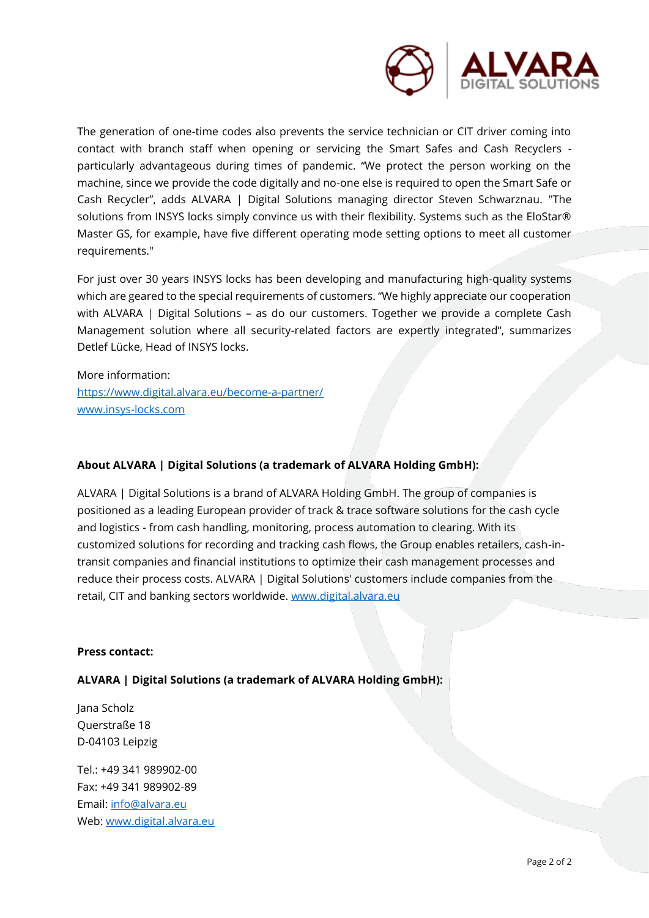The generation of one-time codes also prevents the service technician or CIT driver coming into contact with branch staff when opening or servicing the Smart Safes and Cash Recyclers - particularly advantageous during times of pandemic. “We protect the person working on the machine, since we provide the code digitally and no-one else is required to open the Smart Safe or Cash Recycler”, adds ALVARA | Digital Solutions managing director Steven Schwarznau. "The solutions from INSYS locks simply convince us with their flexibility. Systems such as the EloStar® Master GS, for example, have five different operating mode setting options to meet all customer requirements."

For just over 30 years INSYS locks has been developing and manufacturing high-quality systems which are geared to the special requirements of customers. “We highly appreciate our cooperation with ALVARA | Digital Solutions – as do our customers. Together we provide a complete Cash Management solution where all security-related factors are expertly integrated“, summarizes Detlef Lücke, Head of INSYS locks.

More information:
[https://www.digital.alvara.eu/become-a-partner/](https://www.digital.alvara.eu/become-a-partner/)
[www.insys-locks.com](http://www.insys-locks.com)

**About ALVARA | Digital Solutions (a trademark of ALVARA Holding GmbH):**

ALVARA | Digital Solutions is a brand of ALVARA Holding GmbH. The group of companies is positioned as a leading European provider of track & trace software solutions for the cash cycle and logistics - from cash handling, monitoring, process automation to clearing. With its customized solutions for recording and tracking cash flows, the Group enables retailers, cash-in-transit companies and financial institutions to optimize their cash management processes and reduce their process costs. ALVARA | Digital Solutions' customers include companies from the retail, CIT and banking sectors worldwide. [www.digital.alvara.eu](http://www.digital.alvara.eu)

**Press contact:**

**ALVARA | Digital Solutions (a trademark of ALVARA Holding GmbH):**

Jana Scholz
Querstraße 18
D-04103 Leipzig

Tel.: +49 341 989902-00
Fax: +49 341 989902-89
Email: [info@alvara.eu](mailto:info@alvara.eu)
Web: [www.digital.alvara.eu](http://www.digital.alvara.eu)